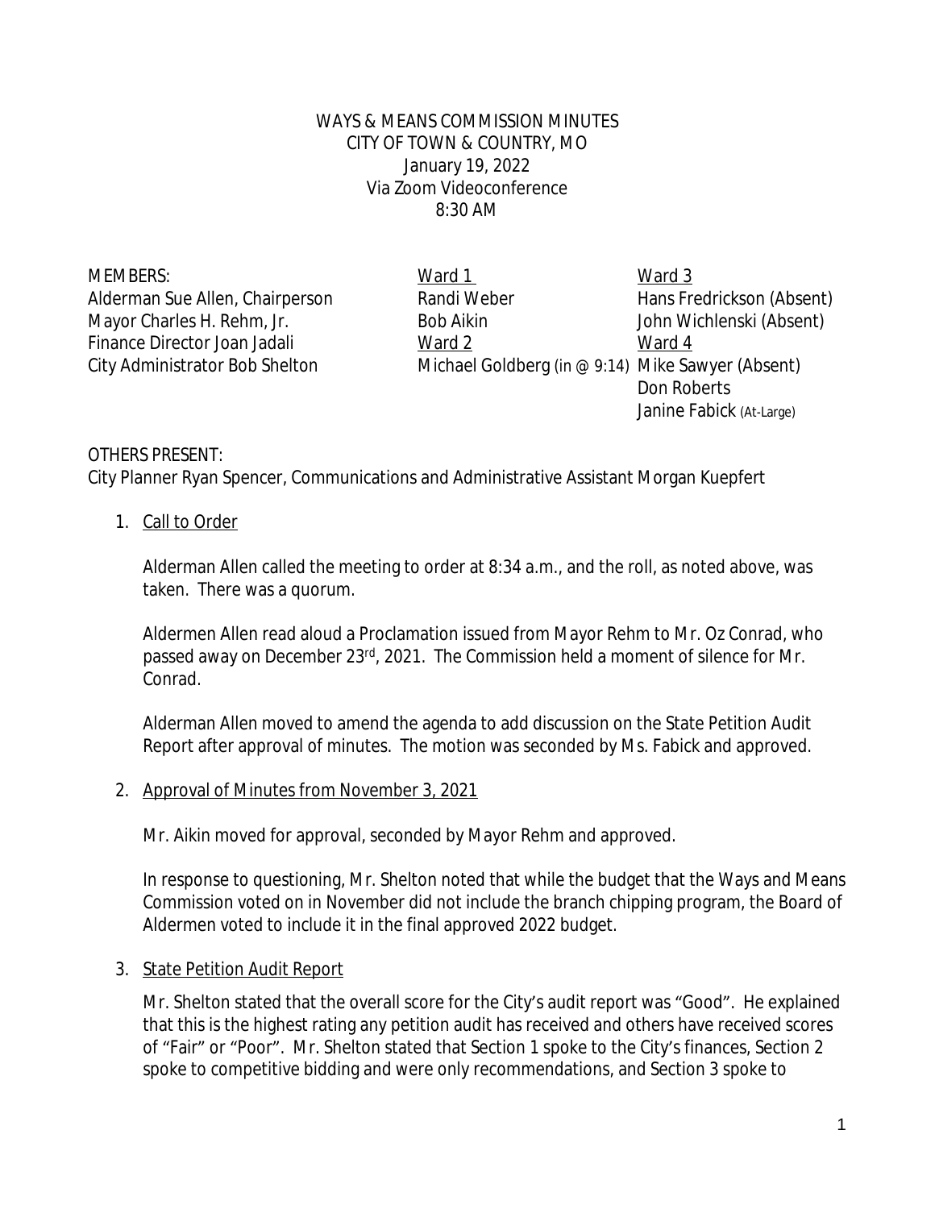WAYS & MEANS COMMISSION MINUTES
CITY OF TOWN & COUNTRY, MO
January 19, 2022
Via Zoom Videoconference
8:30 AM

MEMBERS:
Alderman Sue Allen, Chairperson
Mayor Charles H. Rehm, Jr.
Finance Director Joan Jadali
City Administrator Bob Shelton

Ward 1
Randi Weber
Bob Aikin

Ward 2
Michael Goldberg (in @ 9:14)

Ward 3
Hans Fredrickson (Absent)
John Wichlenski (Absent)

Ward 4
Mike Sawyer (Absent)
Don Roberts
Janine Fabick (At-Large)

OTHERS PRESENT:
City Planner Ryan Spencer, Communications and Administrative Assistant Morgan Kuepfert

1. Call to Order

   Alderman Allen called the meeting to order at 8:34 a.m., and the roll, as noted above, was taken. There was a quorum.

   Aldermen Allen read aloud a Proclamation issued from Mayor Rehm to Mr. Oz Conrad, who passed away on December 23rd, 2021. The Commission held a moment of silence for Mr. Conrad.

   Alderman Allen moved to amend the agenda to add discussion on the State Petition Audit Report after approval of minutes. The motion was seconded by Ms. Fabick and approved.

2. Approval of Minutes from November 3, 2021

   Mr. Aikin moved for approval, seconded by Mayor Rehm and approved.

   In response to questioning, Mr. Shelton noted that while the budget that the Ways and Means Commission voted on in November did not include the branch chipping program, the Board of Aldermen voted to include it in the final approved 2022 budget.

3. State Petition Audit Report

   Mr. Shelton stated that the overall score for the City's audit report was "Good". He explained that this is the highest rating any petition audit has received and others have received scores of "Fair" or "Poor". Mr. Shelton stated that Section 1 spoke to the City's finances, Section 2 spoke to competitive bidding and were only recommendations, and Section 3 spoke to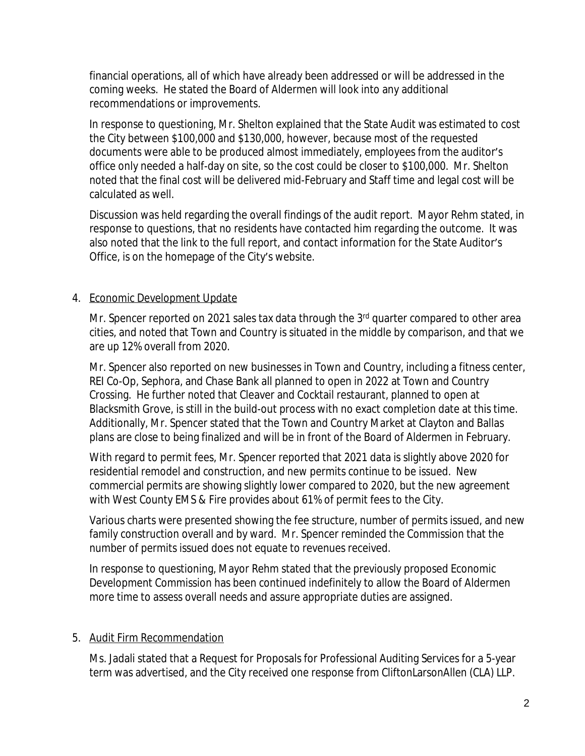financial operations, all of which have already been addressed or will be addressed in the coming weeks. He stated the Board of Aldermen will look into any additional recommendations or improvements.

In response to questioning, Mr. Shelton explained that the State Audit was estimated to cost the City between $100,000 and $130,000, however, because most of the requested documents were able to be produced almost immediately, employees from the auditor's office only needed a half-day on site, so the cost could be closer to $100,000. Mr. Shelton noted that the final cost will be delivered mid-February and Staff time and legal cost will be calculated as well.

Discussion was held regarding the overall findings of the audit report. Mayor Rehm stated, in response to questions, that no residents have contacted him regarding the outcome. It was also noted that the link to the full report, and contact information for the State Auditor's Office, is on the homepage of the City's website.

4. Economic Development Update

Mr. Spencer reported on 2021 sales tax data through the 3rd quarter compared to other area cities, and noted that Town and Country is situated in the middle by comparison, and that we are up 12% overall from 2020.

Mr. Spencer also reported on new businesses in Town and Country, including a fitness center, REI Co-Op, Sephora, and Chase Bank all planned to open in 2022 at Town and Country Crossing. He further noted that Cleaver and Cocktail restaurant, planned to open at Blacksmith Grove, is still in the build-out process with no exact completion date at this time. Additionally, Mr. Spencer stated that the Town and Country Market at Clayton and Ballas plans are close to being finalized and will be in front of the Board of Aldermen in February.

With regard to permit fees, Mr. Spencer reported that 2021 data is slightly above 2020 for residential remodel and construction, and new permits continue to be issued. New commercial permits are showing slightly lower compared to 2020, but the new agreement with West County EMS & Fire provides about 61% of permit fees to the City.

Various charts were presented showing the fee structure, number of permits issued, and new family construction overall and by ward. Mr. Spencer reminded the Commission that the number of permits issued does not equate to revenues received.

In response to questioning, Mayor Rehm stated that the previously proposed Economic Development Commission has been continued indefinitely to allow the Board of Aldermen more time to assess overall needs and assure appropriate duties are assigned.

5. Audit Firm Recommendation

Ms. Jadali stated that a Request for Proposals for Professional Auditing Services for a 5-year term was advertised, and the City received one response from CliftonLarsonAllen (CLA) LLP.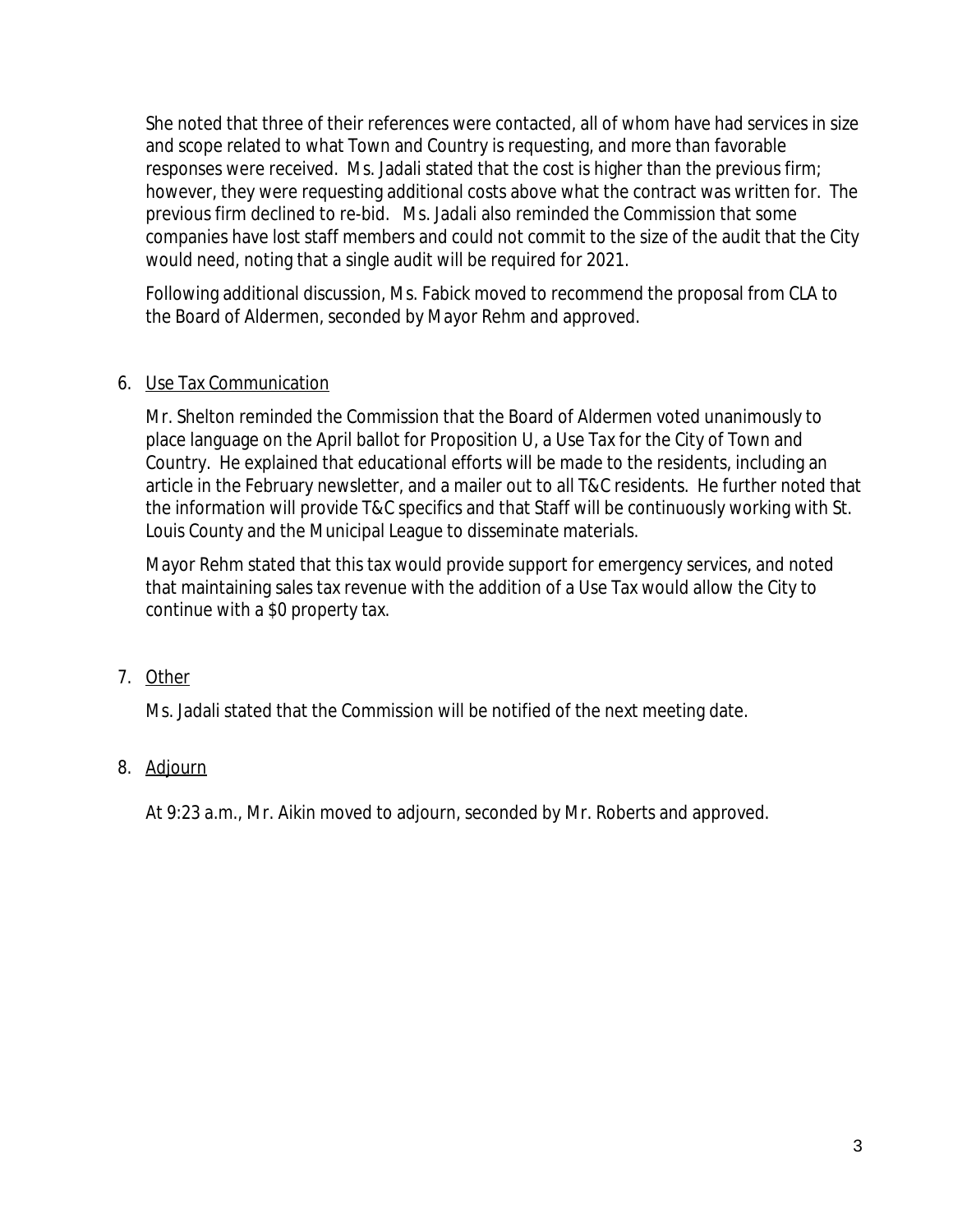She noted that three of their references were contacted, all of whom have had services in size and scope related to what Town and Country is requesting, and more than favorable responses were received. Ms. Jadali stated that the cost is higher than the previous firm; however, they were requesting additional costs above what the contract was written for. The previous firm declined to re-bid. Ms. Jadali also reminded the Commission that some companies have lost staff members and could not commit to the size of the audit that the City would need, noting that a single audit will be required for 2021.

Following additional discussion, Ms. Fabick moved to recommend the proposal from CLA to the Board of Aldermen, seconded by Mayor Rehm and approved.

6. Use Tax Communication

   Mr. Shelton reminded the Commission that the Board of Aldermen voted unanimously to place language on the April ballot for Proposition U, a Use Tax for the City of Town and Country. He explained that educational efforts will be made to the residents, including an article in the February newsletter, and a mailer out to all T&C residents. He further noted that the information will provide T&C specifics and that Staff will be continuously working with St. Louis County and the Municipal League to disseminate materials.

   Mayor Rehm stated that this tax would provide support for emergency services, and noted that maintaining sales tax revenue with the addition of a Use Tax would allow the City to continue with a $0 property tax.

7. Other

   Ms. Jadali stated that the Commission will be notified of the next meeting date.

8. Adjourn

   At 9:23 a.m., Mr. Aikin moved to adjourn, seconded by Mr. Roberts and approved.